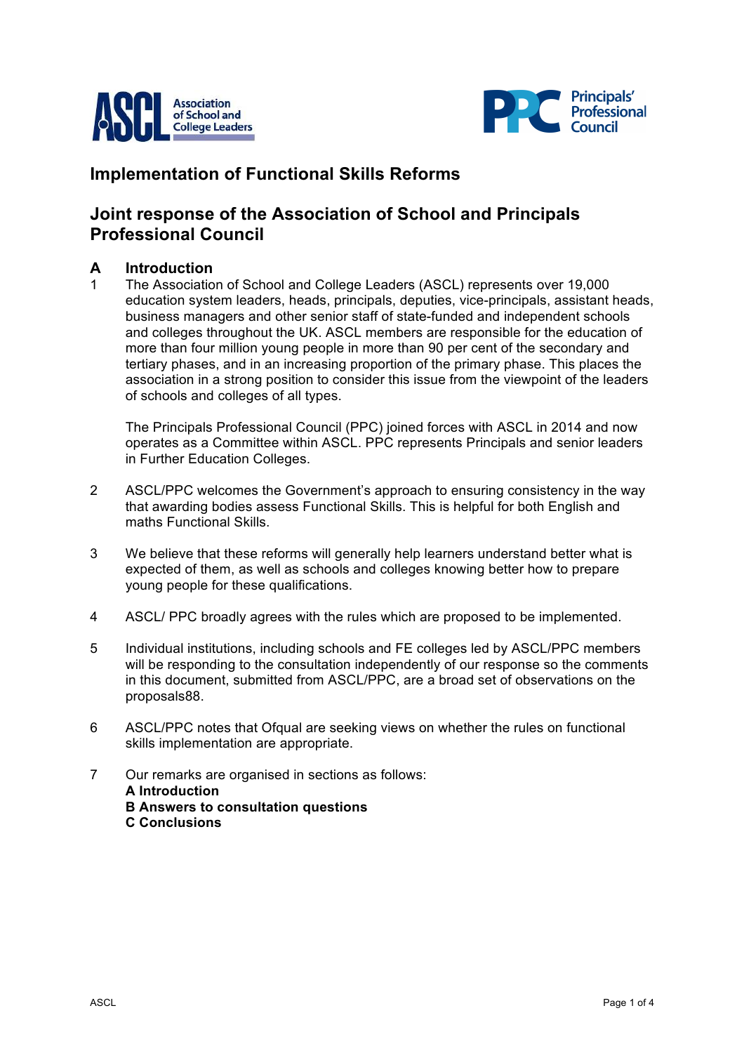# Implementation of Functional Skills Reforms

## Joint response of the Association of School and Principals Professional Council

### A Introduction

1. The Association of School and College Leaders (ASCL) represents over 19,000 education system leaders, heads, principals, deputies, vice-principals, assistant heads, business managers and other senior staff of state-funded and independent schools and colleges throughout the UK. ASCL members are responsible for the education of more than four million young people in more than 90 per cent of the secondary and tertiary phases, and in an increasing proportion of the primary phase. This places the association in a strong position to consider this issue from the viewpoint of the leaders of schools and colleges of all types.

   The Principals Professional Council (PPC) joined forces with ASCL in 2014 and now operates as a Committee within ASCL. PPC represents Principals and senior leaders in Further Education Colleges.

2. ASCL/PPC welcomes the Government's approach to ensuring consistency in the way that awarding bodies assess Functional Skills. This is helpful for both English and maths Functional Skills.

3. We believe that these reforms will generally help learners understand better what is expected of them, as well as schools and colleges knowing better how to prepare young people for these qualifications.

4. ASCL/ PPC broadly agrees with the rules which are proposed to be implemented.

5. Individual institutions, including schools and FE colleges led by ASCL/PPC members will be responding to the consultation independently of our response so the comments in this document, submitted from ASCL/PPC, are a broad set of observations on the proposals88.

6. ASCL/PPC notes that Ofqual are seeking views on whether the rules on functional skills implementation are appropriate.

7. Our remarks are organised in sections as follows:
   **A Introduction**
   **B Answers to consultation questions**
   **C Conclusions**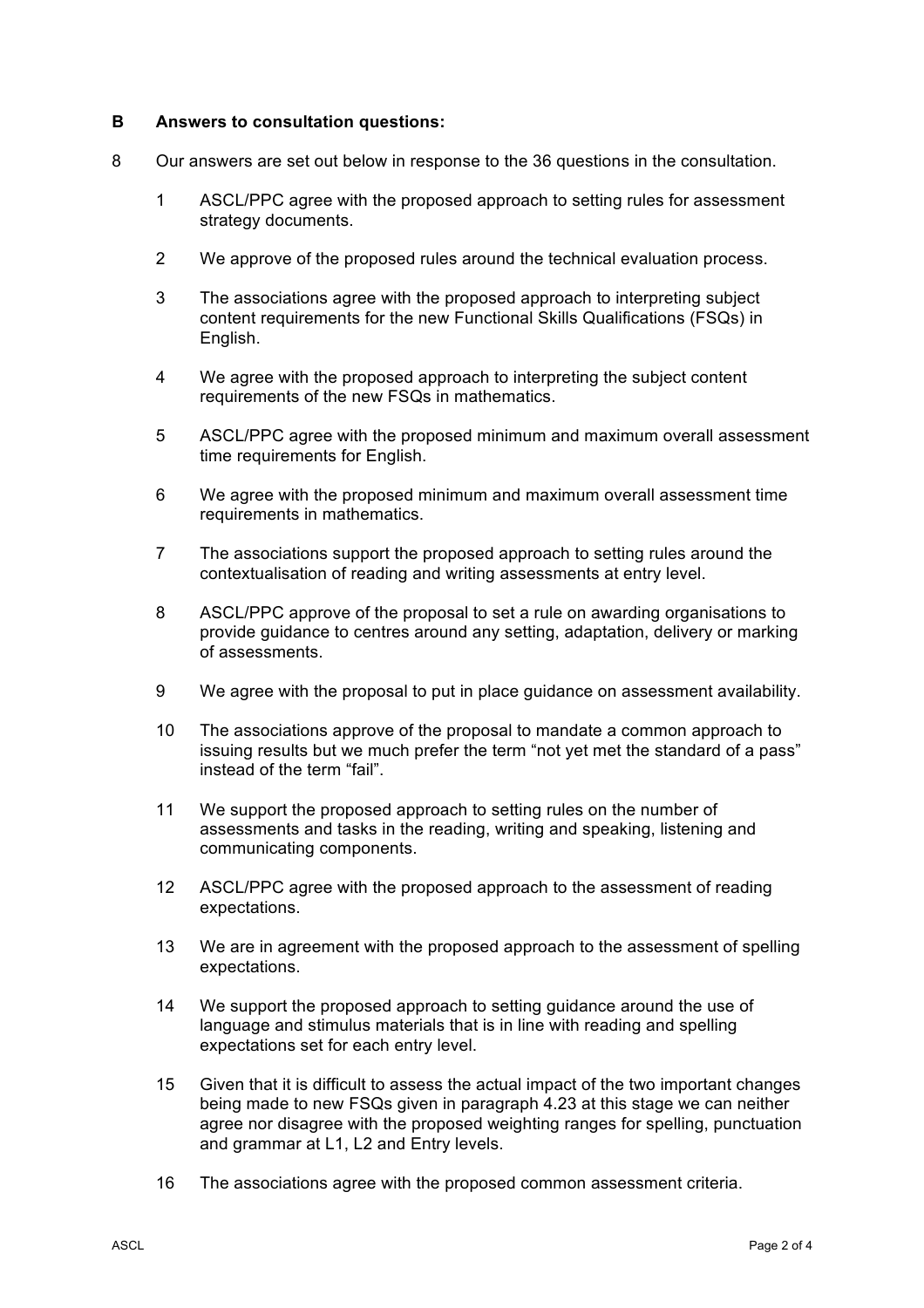**B Answers to consultation questions:**

8 Our answers are set out below in response to the 36 questions in the consultation.

1. ASCL/PPC agree with the proposed approach to setting rules for assessment strategy documents.
2. We approve of the proposed rules around the technical evaluation process.
3. The associations agree with the proposed approach to interpreting subject content requirements for the new Functional Skills Qualifications (FSQs) in English.
4. We agree with the proposed approach to interpreting the subject content requirements of the new FSQs in mathematics.
5. ASCL/PPC agree with the proposed minimum and maximum overall assessment time requirements for English.
6. We agree with the proposed minimum and maximum overall assessment time requirements in mathematics.
7. The associations support the proposed approach to setting rules around the contextualisation of reading and writing assessments at entry level.
8. ASCL/PPC approve of the proposal to set a rule on awarding organisations to provide guidance to centres around any setting, adaptation, delivery or marking of assessments.
9. We agree with the proposal to put in place guidance on assessment availability.
10. The associations approve of the proposal to mandate a common approach to issuing results but we much prefer the term "not yet met the standard of a pass" instead of the term "fail".
11. We support the proposed approach to setting rules on the number of assessments and tasks in the reading, writing and speaking, listening and communicating components.
12. ASCL/PPC agree with the proposed approach to the assessment of reading expectations.
13. We are in agreement with the proposed approach to the assessment of spelling expectations.
14. We support the proposed approach to setting guidance around the use of language and stimulus materials that is in line with reading and spelling expectations set for each entry level.
15. Given that it is difficult to assess the actual impact of the two important changes being made to new FSQs given in paragraph 4.23 at this stage we can neither agree nor disagree with the proposed weighting ranges for spelling, punctuation and grammar at L1, L2 and Entry levels.
16. The associations agree with the proposed common assessment criteria.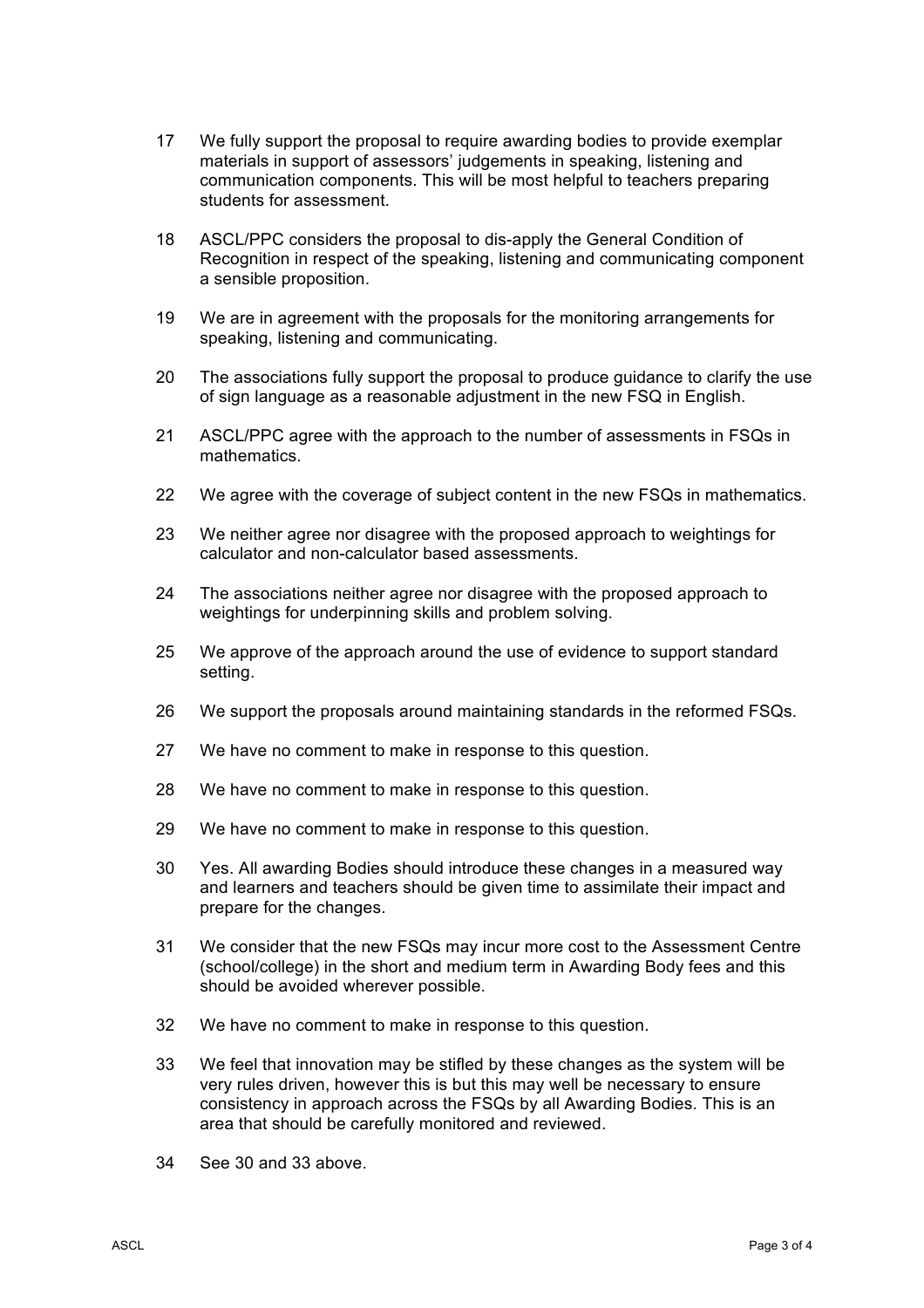17 We fully support the proposal to require awarding bodies to provide exemplar materials in support of assessors' judgements in speaking, listening and communication components. This will be most helpful to teachers preparing students for assessment.

18 ASCL/PPC considers the proposal to dis-apply the General Condition of Recognition in respect of the speaking, listening and communicating component a sensible proposition.

19 We are in agreement with the proposals for the monitoring arrangements for speaking, listening and communicating.

20 The associations fully support the proposal to produce guidance to clarify the use of sign language as a reasonable adjustment in the new FSQ in English.

21 ASCL/PPC agree with the approach to the number of assessments in FSQs in mathematics.

22 We agree with the coverage of subject content in the new FSQs in mathematics.

23 We neither agree nor disagree with the proposed approach to weightings for calculator and non-calculator based assessments.

24 The associations neither agree nor disagree with the proposed approach to weightings for underpinning skills and problem solving.

25 We approve of the approach around the use of evidence to support standard setting.

26 We support the proposals around maintaining standards in the reformed FSQs.

27 We have no comment to make in response to this question.

28 We have no comment to make in response to this question.

29 We have no comment to make in response to this question.

30 Yes. All awarding Bodies should introduce these changes in a measured way and learners and teachers should be given time to assimilate their impact and prepare for the changes.

31 We consider that the new FSQs may incur more cost to the Assessment Centre (school/college) in the short and medium term in Awarding Body fees and this should be avoided wherever possible.

32 We have no comment to make in response to this question.

33 We feel that innovation may be stifled by these changes as the system will be very rules driven, however this is but this may well be necessary to ensure consistency in approach across the FSQs by all Awarding Bodies. This is an area that should be carefully monitored and reviewed.

34 See 30 and 33 above.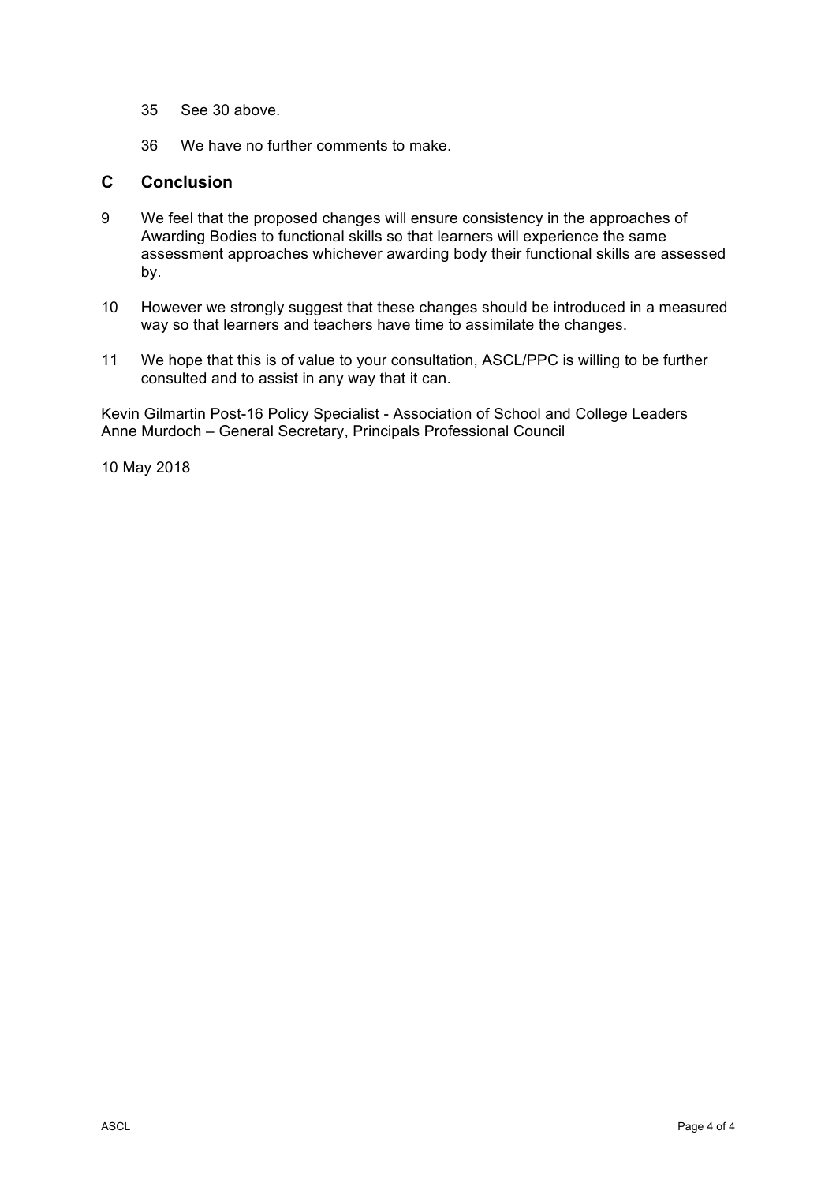35 See 30 above.

36 We have no further comments to make.

## C Conclusion

9 We feel that the proposed changes will ensure consistency in the approaches of Awarding Bodies to functional skills so that learners will experience the same assessment approaches whichever awarding body their functional skills are assessed by.

10 However we strongly suggest that these changes should be introduced in a measured way so that learners and teachers have time to assimilate the changes.

11 We hope that this is of value to your consultation, ASCL/PPC is willing to be further consulted and to assist in any way that it can.

Kevin Gilmartin Post-16 Policy Specialist - Association of School and College Leaders
Anne Murdoch – General Secretary, Principals Professional Council

10 May 2018